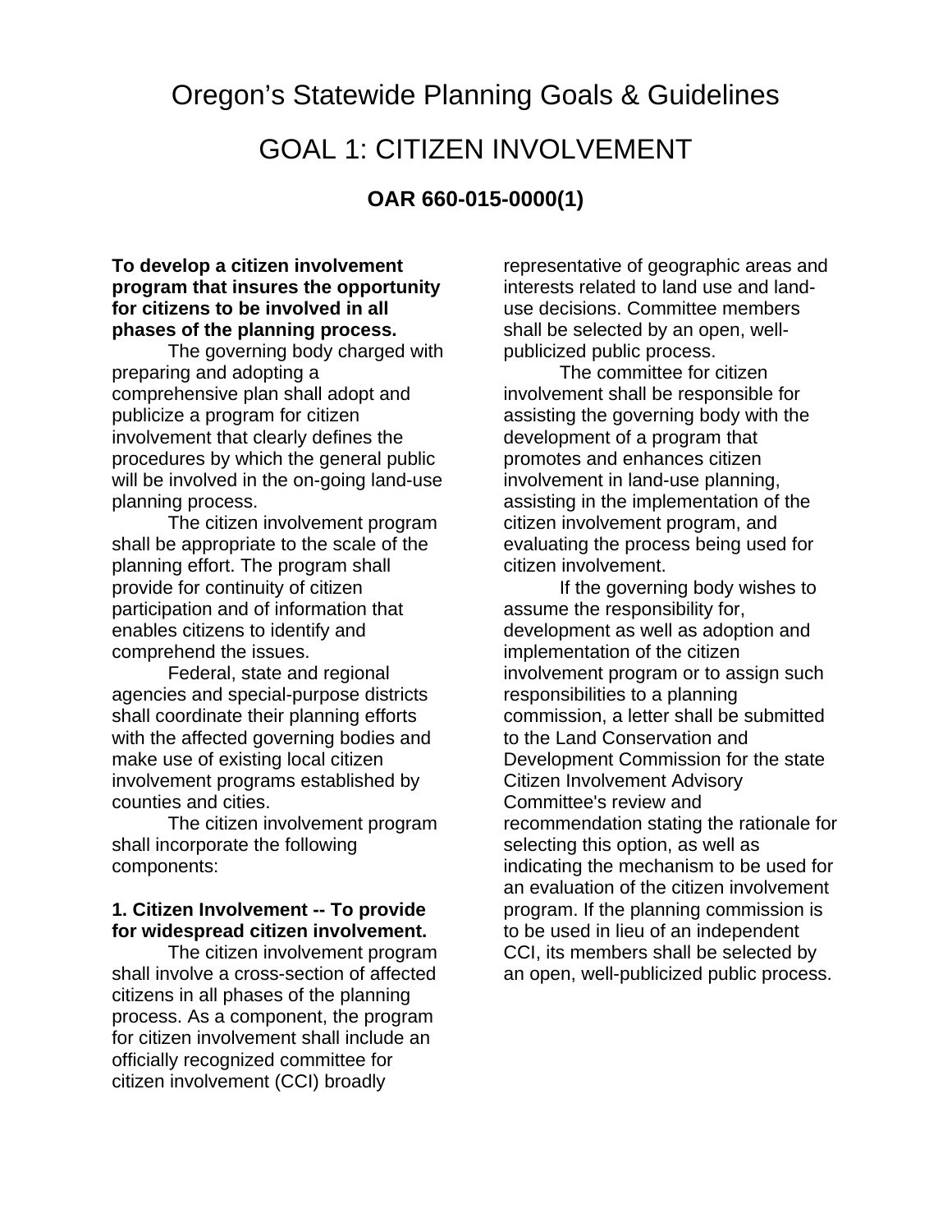# Oregon's Statewide Planning Goals & Guidelines

# GOAL 1: CITIZEN INVOLVEMENT

### OAR 660-015-0000(1)

**To develop a citizen involvement program that insures the opportunity for citizens to be involved in all phases of the planning process.**

The governing body charged with preparing and adopting a comprehensive plan shall adopt and publicize a program for citizen involvement that clearly defines the procedures by which the general public will be involved in the on-going land-use planning process.

The citizen involvement program shall be appropriate to the scale of the planning effort. The program shall provide for continuity of citizen participation and of information that enables citizens to identify and comprehend the issues.

Federal, state and regional agencies and special-purpose districts shall coordinate their planning efforts with the affected governing bodies and make use of existing local citizen involvement programs established by counties and cities.

The citizen involvement program shall incorporate the following components:

**1. Citizen Involvement -- To provide for widespread citizen involvement.**

The citizen involvement program shall involve a cross-section of affected citizens in all phases of the planning process. As a component, the program for citizen involvement shall include an officially recognized committee for citizen involvement (CCI) broadly representative of geographic areas and interests related to land use and land-use decisions. Committee members shall be selected by an open, well-publicized public process.

The committee for citizen involvement shall be responsible for assisting the governing body with the development of a program that promotes and enhances citizen involvement in land-use planning, assisting in the implementation of the citizen involvement program, and evaluating the process being used for citizen involvement.

If the governing body wishes to assume the responsibility for, development as well as adoption and implementation of the citizen involvement program or to assign such responsibilities to a planning commission, a letter shall be submitted to the Land Conservation and Development Commission for the state Citizen Involvement Advisory Committee's review and recommendation stating the rationale for selecting this option, as well as indicating the mechanism to be used for an evaluation of the citizen involvement program. If the planning commission is to be used in lieu of an independent CCI, its members shall be selected by an open, well-publicized public process.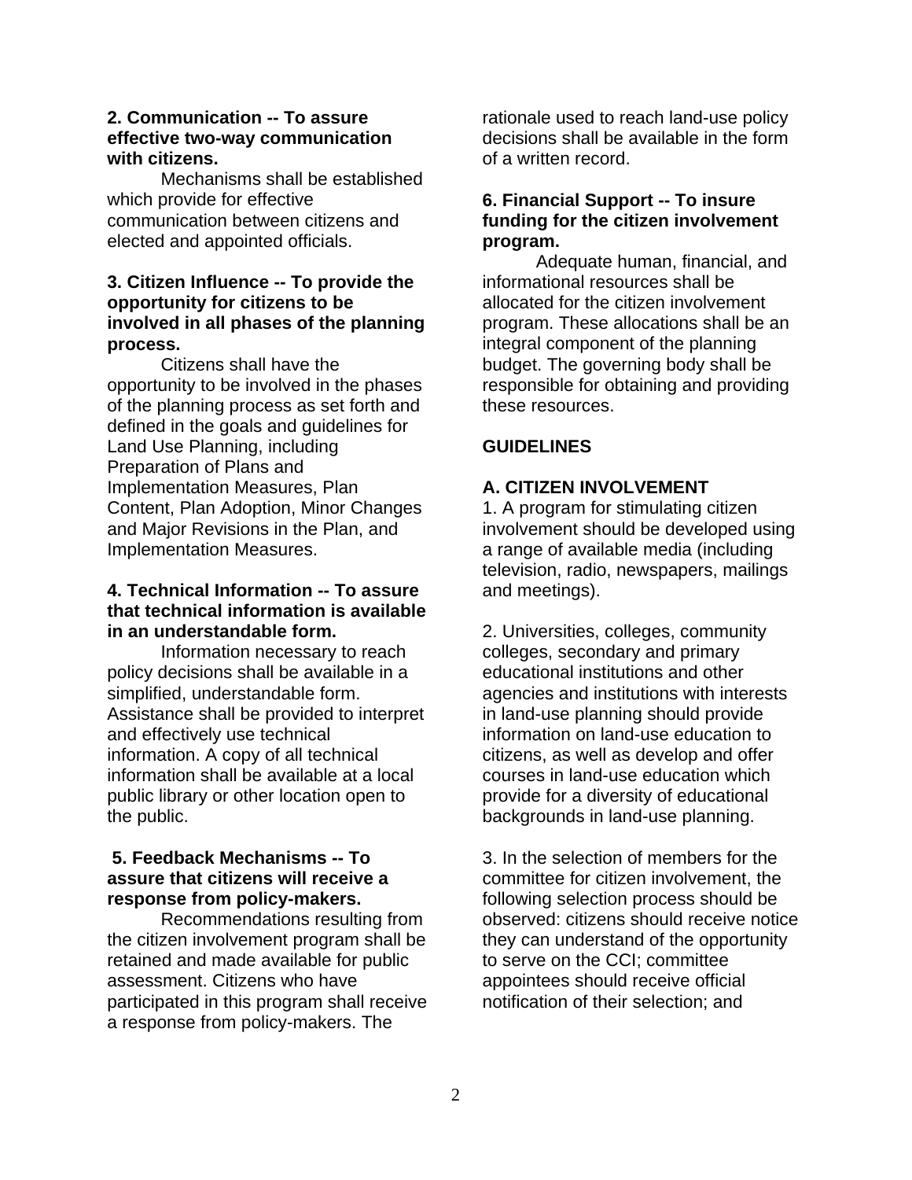**2. Communication -- To assure effective two-way communication with citizens.**

Mechanisms shall be established which provide for effective communication between citizens and elected and appointed officials.

**3. Citizen Influence -- To provide the opportunity for citizens to be involved in all phases of the planning process.**

Citizens shall have the opportunity to be involved in the phases of the planning process as set forth and defined in the goals and guidelines for Land Use Planning, including Preparation of Plans and Implementation Measures, Plan Content, Plan Adoption, Minor Changes and Major Revisions in the Plan, and Implementation Measures.

**4. Technical Information -- To assure that technical information is available in an understandable form.**

Information necessary to reach policy decisions shall be available in a simplified, understandable form. Assistance shall be provided to interpret and effectively use technical information. A copy of all technical information shall be available at a local public library or other location open to the public.

**5. Feedback Mechanisms -- To assure that citizens will receive a response from policy-makers.**

Recommendations resulting from the citizen involvement program shall be retained and made available for public assessment. Citizens who have participated in this program shall receive a response from policy-makers. The rationale used to reach land-use policy decisions shall be available in the form of a written record.

**6. Financial Support -- To insure funding for the citizen involvement program.**

Adequate human, financial, and informational resources shall be allocated for the citizen involvement program. These allocations shall be an integral component of the planning budget. The governing body shall be responsible for obtaining and providing these resources.

## GUIDELINES

### A. CITIZEN INVOLVEMENT

1. A program for stimulating citizen involvement should be developed using a range of available media (including television, radio, newspapers, mailings and meetings).

2. Universities, colleges, community colleges, secondary and primary educational institutions and other agencies and institutions with interests in land-use planning should provide information on land-use education to citizens, as well as develop and offer courses in land-use education which provide for a diversity of educational backgrounds in land-use planning.

3. In the selection of members for the committee for citizen involvement, the following selection process should be observed: citizens should receive notice they can understand of the opportunity to serve on the CCI; committee appointees should receive official notification of their selection; and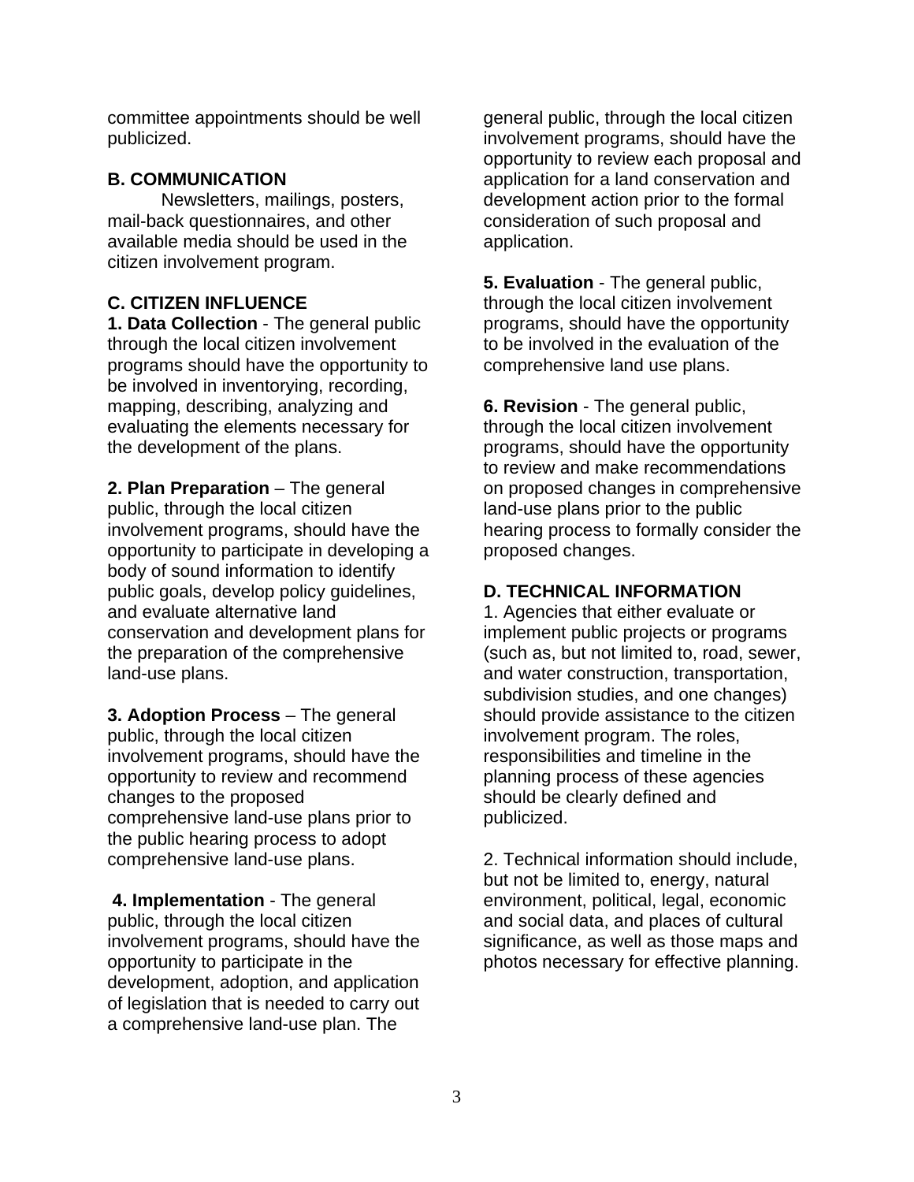committee appointments should be well publicized.

**B. COMMUNICATION**

Newsletters, mailings, posters, mail-back questionnaires, and other available media should be used in the citizen involvement program.

**C. CITIZEN INFLUENCE**

**1. Data Collection** - The general public through the local citizen involvement programs should have the opportunity to be involved in inventorying, recording, mapping, describing, analyzing and evaluating the elements necessary for the development of the plans.

**2. Plan Preparation** – The general public, through the local citizen involvement programs, should have the opportunity to participate in developing a body of sound information to identify public goals, develop policy guidelines, and evaluate alternative land conservation and development plans for the preparation of the comprehensive land-use plans.

**3. Adoption Process** – The general public, through the local citizen involvement programs, should have the opportunity to review and recommend changes to the proposed comprehensive land-use plans prior to the public hearing process to adopt comprehensive land-use plans.

**4. Implementation** - The general public, through the local citizen involvement programs, should have the opportunity to participate in the development, adoption, and application of legislation that is needed to carry out a comprehensive land-use plan. The general public, through the local citizen involvement programs, should have the opportunity to review each proposal and application for a land conservation and development action prior to the formal consideration of such proposal and application.

**5. Evaluation** - The general public, through the local citizen involvement programs, should have the opportunity to be involved in the evaluation of the comprehensive land use plans.

**6. Revision** - The general public, through the local citizen involvement programs, should have the opportunity to review and make recommendations on proposed changes in comprehensive land-use plans prior to the public hearing process to formally consider the proposed changes.

**D. TECHNICAL INFORMATION**

1. Agencies that either evaluate or implement public projects or programs (such as, but not limited to, road, sewer, and water construction, transportation, subdivision studies, and one changes) should provide assistance to the citizen involvement program. The roles, responsibilities and timeline in the planning process of these agencies should be clearly defined and publicized.

2. Technical information should include, but not be limited to, energy, natural environment, political, legal, economic and social data, and places of cultural significance, as well as those maps and photos necessary for effective planning.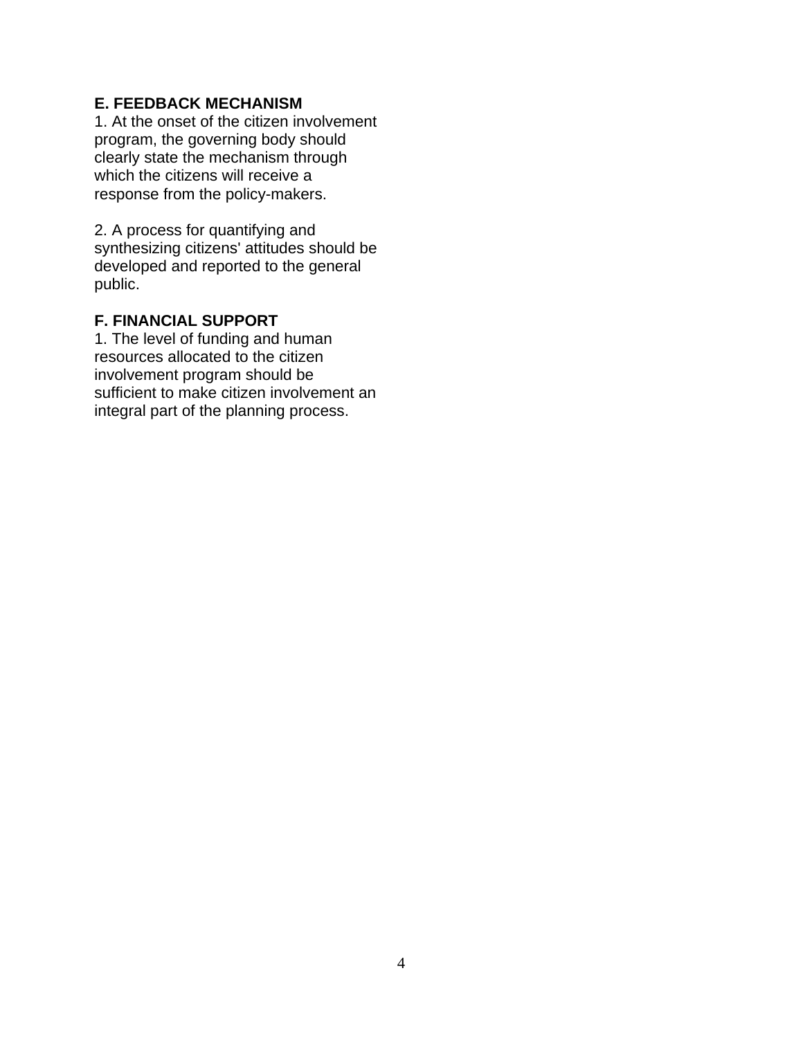**E. FEEDBACK MECHANISM**

1. At the onset of the citizen involvement program, the governing body should clearly state the mechanism through which the citizens will receive a response from the policy-makers.

2. A process for quantifying and synthesizing citizens' attitudes should be developed and reported to the general public.

**F. FINANCIAL SUPPORT**

1. The level of funding and human resources allocated to the citizen involvement program should be sufficient to make citizen involvement an integral part of the planning process.